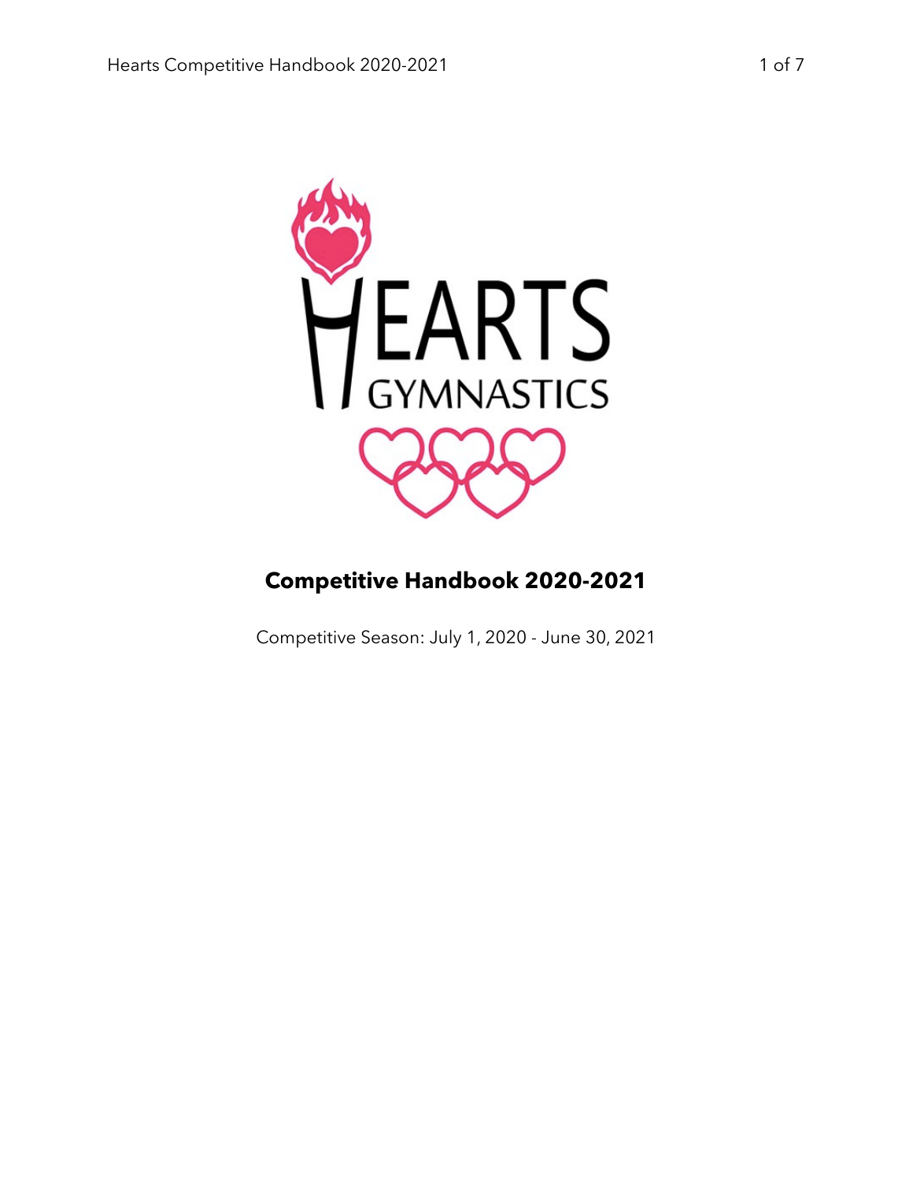# Competitive Handbook 2020-2021

Competitive Season: July 1, 2020 - June 30, 2021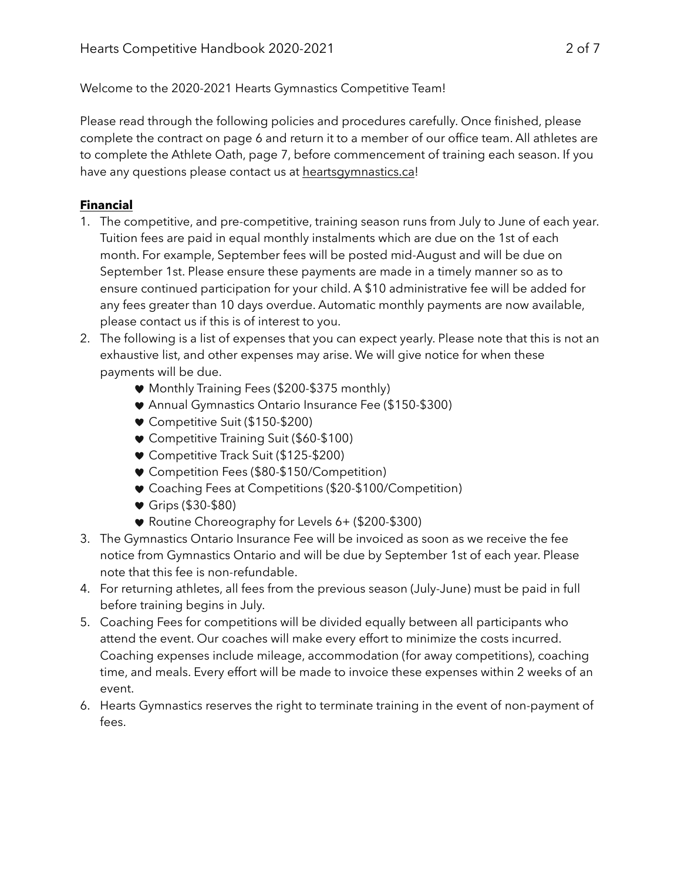Welcome to the 2020-2021 Hearts Gymnastics Competitive Team!

Please read through the following policies and procedures carefully. Once finished, please complete the contract on page 6 and return it to a member of our office team. All athletes are to complete the Athlete Oath, page 7, before commencement of training each season. If you have any questions please contact us at heartsgymnastics.ca!

## Financial

1. The competitive, and pre-competitive, training season runs from July to June of each year. Tuition fees are paid in equal monthly instalments which are due on the 1st of each month. For example, September fees will be posted mid-August and will be due on September 1st. Please ensure these payments are made in a timely manner so as to ensure continued participation for your child. A $10 administrative fee will be added for any fees greater than 10 days overdue. Automatic monthly payments are now available, please contact us if this is of interest to you.
2. The following is a list of expenses that you can expect yearly. Please note that this is not an exhaustive list, and other expenses may arise. We will give notice for when these payments will be due.
    - Monthly Training Fees ($200-$375 monthly)
    - Annual Gymnastics Ontario Insurance Fee ($150-$300)
    - Competitive Suit ($150-$200)
    - Competitive Training Suit ($60-$100)
    - Competitive Track Suit ($125-$200)
    - Competition Fees ($80-$150/Competition)
    - Coaching Fees at Competitions ($20-$100/Competition)
    - Grips ($30-$80)
    - Routine Choreography for Levels 6+ ($200-$300)
3. The Gymnastics Ontario Insurance Fee will be invoiced as soon as we receive the fee notice from Gymnastics Ontario and will be due by September 1st of each year. Please note that this fee is non-refundable.
4. For returning athletes, all fees from the previous season (July-June) must be paid in full before training begins in July.
5. Coaching Fees for competitions will be divided equally between all participants who attend the event. Our coaches will make every effort to minimize the costs incurred. Coaching expenses include mileage, accommodation (for away competitions), coaching time, and meals. Every effort will be made to invoice these expenses within 2 weeks of an event.
6. Hearts Gymnastics reserves the right to terminate training in the event of non-payment of fees.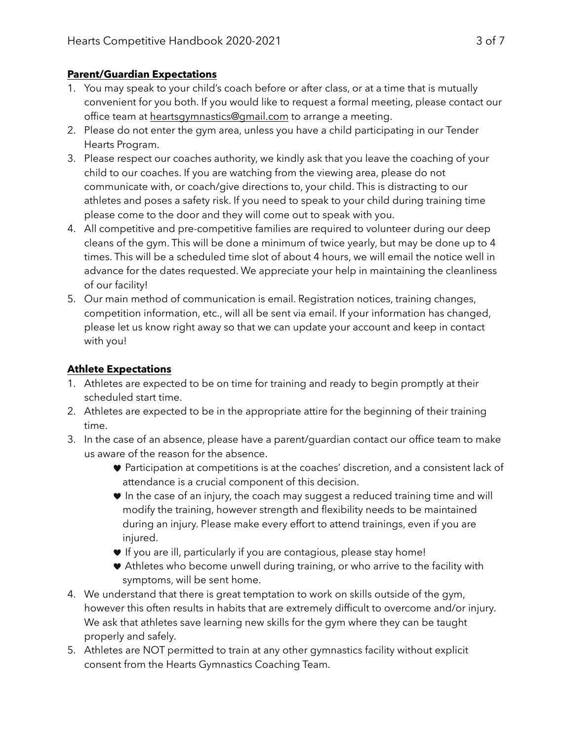## **Parent/Guardian Expectations**

1. You may speak to your child's coach before or after class, or at a time that is mutually convenient for you both. If you would like to request a formal meeting, please contact our office team at heartsgymnastics@gmail.com to arrange a meeting.
2. Please do not enter the gym area, unless you have a child participating in our Tender Hearts Program.
3. Please respect our coaches authority, we kindly ask that you leave the coaching of your child to our coaches. If you are watching from the viewing area, please do not communicate with, or coach/give directions to, your child. This is distracting to our athletes and poses a safety risk. If you need to speak to your child during training time please come to the door and they will come out to speak with you.
4. All competitive and pre-competitive families are required to volunteer during our deep cleans of the gym. This will be done a minimum of twice yearly, but may be done up to 4 times. This will be a scheduled time slot of about 4 hours, we will email the notice well in advance for the dates requested. We appreciate your help in maintaining the cleanliness of our facility!
5. Our main method of communication is email. Registration notices, training changes, competition information, etc., will all be sent via email. If your information has changed, please let us know right away so that we can update your account and keep in contact with you!

## **Athlete Expectations**

1. Athletes are expected to be on time for training and ready to begin promptly at their scheduled start time.
2. Athletes are expected to be in the appropriate attire for the beginning of their training time.
3. In the case of an absence, please have a parent/guardian contact our office team to make us aware of the reason for the absence.
   - ♥ Participation at competitions is at the coaches' discretion, and a consistent lack of attendance is a crucial component of this decision.
   - ♥ In the case of an injury, the coach may suggest a reduced training time and will modify the training, however strength and flexibility needs to be maintained during an injury. Please make every effort to attend trainings, even if you are injured.
   - ♥ If you are ill, particularly if you are contagious, please stay home!
   - ♥ Athletes who become unwell during training, or who arrive to the facility with symptoms, will be sent home.
4. We understand that there is great temptation to work on skills outside of the gym, however this often results in habits that are extremely difficult to overcome and/or injury. We ask that athletes save learning new skills for the gym where they can be taught properly and safely.
5. Athletes are NOT permitted to train at any other gymnastics facility without explicit consent from the Hearts Gymnastics Coaching Team.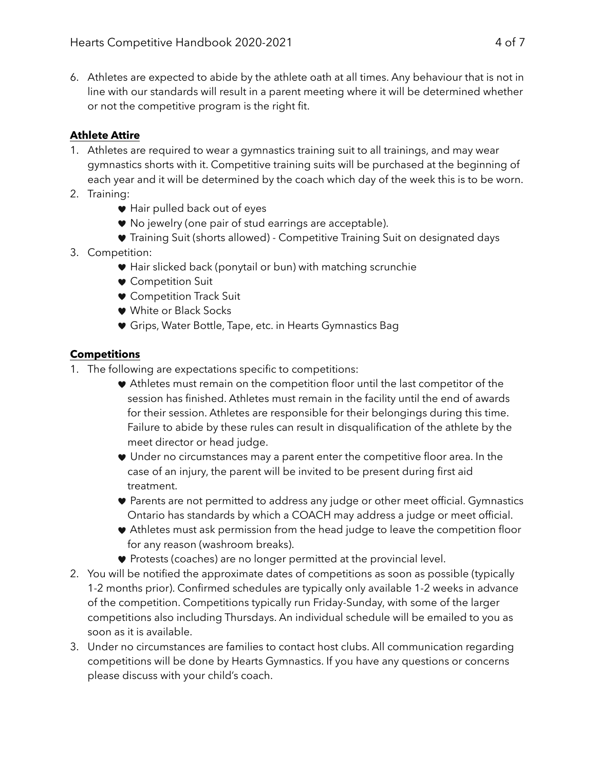6. Athletes are expected to abide by the athlete oath at all times. Any behaviour that is not in line with our standards will result in a parent meeting where it will be determined whether or not the competitive program is the right fit.

**Athlete Attire**

1. Athletes are required to wear a gymnastics training suit to all trainings, and may wear gymnastics shorts with it. Competitive training suits will be purchased at the beginning of each year and it will be determined by the coach which day of the week this is to be worn.
2. Training:
    - Hair pulled back out of eyes
    - No jewelry (one pair of stud earrings are acceptable).
    - Training Suit (shorts allowed) - Competitive Training Suit on designated days
3. Competition:
    - Hair slicked back (ponytail or bun) with matching scrunchie
    - Competition Suit
    - Competition Track Suit
    - White or Black Socks
    - Grips, Water Bottle, Tape, etc. in Hearts Gymnastics Bag

**Competitions**

1. The following are expectations specific to competitions:
    - Athletes must remain on the competition floor until the last competitor of the session has finished. Athletes must remain in the facility until the end of awards for their session. Athletes are responsible for their belongings during this time. Failure to abide by these rules can result in disqualification of the athlete by the meet director or head judge.
    - Under no circumstances may a parent enter the competitive floor area. In the case of an injury, the parent will be invited to be present during first aid treatment.
    - Parents are not permitted to address any judge or other meet official. Gymnastics Ontario has standards by which a COACH may address a judge or meet official.
    - Athletes must ask permission from the head judge to leave the competition floor for any reason (washroom breaks).
    - Protests (coaches) are no longer permitted at the provincial level.
2. You will be notified the approximate dates of competitions as soon as possible (typically 1-2 months prior). Confirmed schedules are typically only available 1-2 weeks in advance of the competition. Competitions typically run Friday-Sunday, with some of the larger competitions also including Thursdays. An individual schedule will be emailed to you as soon as it is available.
3. Under no circumstances are families to contact host clubs. All communication regarding competitions will be done by Hearts Gymnastics. If you have any questions or concerns please discuss with your child's coach.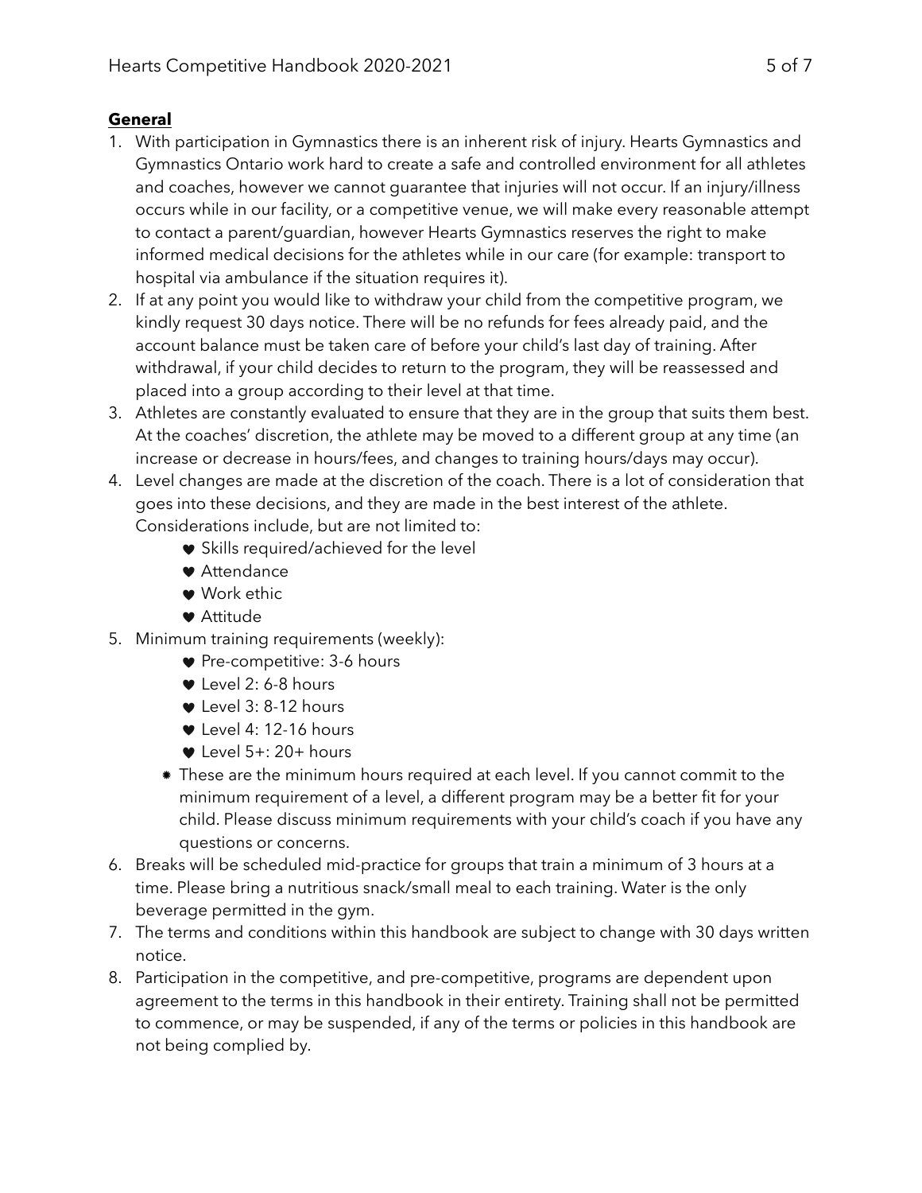**General**

1. With participation in Gymnastics there is an inherent risk of injury. Hearts Gymnastics and Gymnastics Ontario work hard to create a safe and controlled environment for all athletes and coaches, however we cannot guarantee that injuries will not occur. If an injury/illness occurs while in our facility, or a competitive venue, we will make every reasonable attempt to contact a parent/guardian, however Hearts Gymnastics reserves the right to make informed medical decisions for the athletes while in our care (for example: transport to hospital via ambulance if the situation requires it).
2. If at any point you would like to withdraw your child from the competitive program, we kindly request 30 days notice. There will be no refunds for fees already paid, and the account balance must be taken care of before your child's last day of training. After withdrawal, if your child decides to return to the program, they will be reassessed and placed into a group according to their level at that time.
3. Athletes are constantly evaluated to ensure that they are in the group that suits them best. At the coaches' discretion, the athlete may be moved to a different group at any time (an increase or decrease in hours/fees, and changes to training hours/days may occur).
4. Level changes are made at the discretion of the coach. There is a lot of consideration that goes into these decisions, and they are made in the best interest of the athlete. Considerations include, but are not limited to:
    - Skills required/achieved for the level
    - Attendance
    - Work ethic
    - Attitude
5. Minimum training requirements (weekly):
    - Pre-competitive: 3-6 hours
    - Level 2: 6-8 hours
    - Level 3: 8-12 hours
    - Level 4: 12-16 hours
    - Level 5+: 20+ hours
    - These are the minimum hours required at each level. If you cannot commit to the minimum requirement of a level, a different program may be a better fit for your child. Please discuss minimum requirements with your child's coach if you have any questions or concerns.
6. Breaks will be scheduled mid-practice for groups that train a minimum of 3 hours at a time. Please bring a nutritious snack/small meal to each training. Water is the only beverage permitted in the gym.
7. The terms and conditions within this handbook are subject to change with 30 days written notice.
8. Participation in the competitive, and pre-competitive, programs are dependent upon agreement to the terms in this handbook in their entirety. Training shall not be permitted to commence, or may be suspended, if any of the terms or policies in this handbook are not being complied by.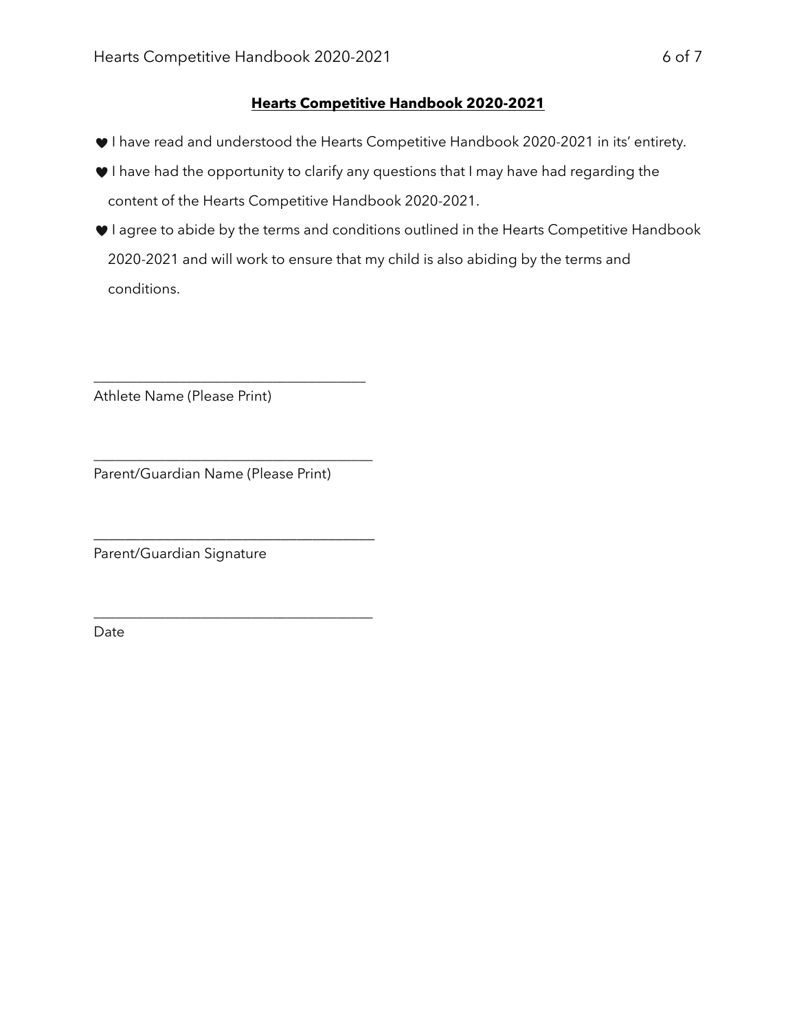**Hearts Competitive Handbook 2020-2021**

- ♥ I have read and understood the Hearts Competitive Handbook 2020-2021 in its' entirety.
- ♥ I have had the opportunity to clarify any questions that I may have had regarding the content of the Hearts Competitive Handbook 2020-2021.
- ♥ I agree to abide by the terms and conditions outlined in the Hearts Competitive Handbook 2020-2021 and will work to ensure that my child is also abiding by the terms and conditions.

\_\_\_\_\_\_\_\_\_\_\_\_\_\_\_\_\_\_\_\_\_\_\_\_\_\_\_\_\_\_\_\_\_\_\_\_\_\_

Athlete Name (Please Print)

\_\_\_\_\_\_\_\_\_\_\_\_\_\_\_\_\_\_\_\_\_\_\_\_\_\_\_\_\_\_\_\_\_\_\_\_\_\_

Parent/Guardian Name (Please Print)

\_\_\_\_\_\_\_\_\_\_\_\_\_\_\_\_\_\_\_\_\_\_\_\_\_\_\_\_\_\_\_\_\_\_\_\_\_\_

Parent/Guardian Signature

\_\_\_\_\_\_\_\_\_\_\_\_\_\_\_\_\_\_\_\_\_\_\_\_\_\_\_\_\_\_\_\_\_\_\_\_\_\_

Date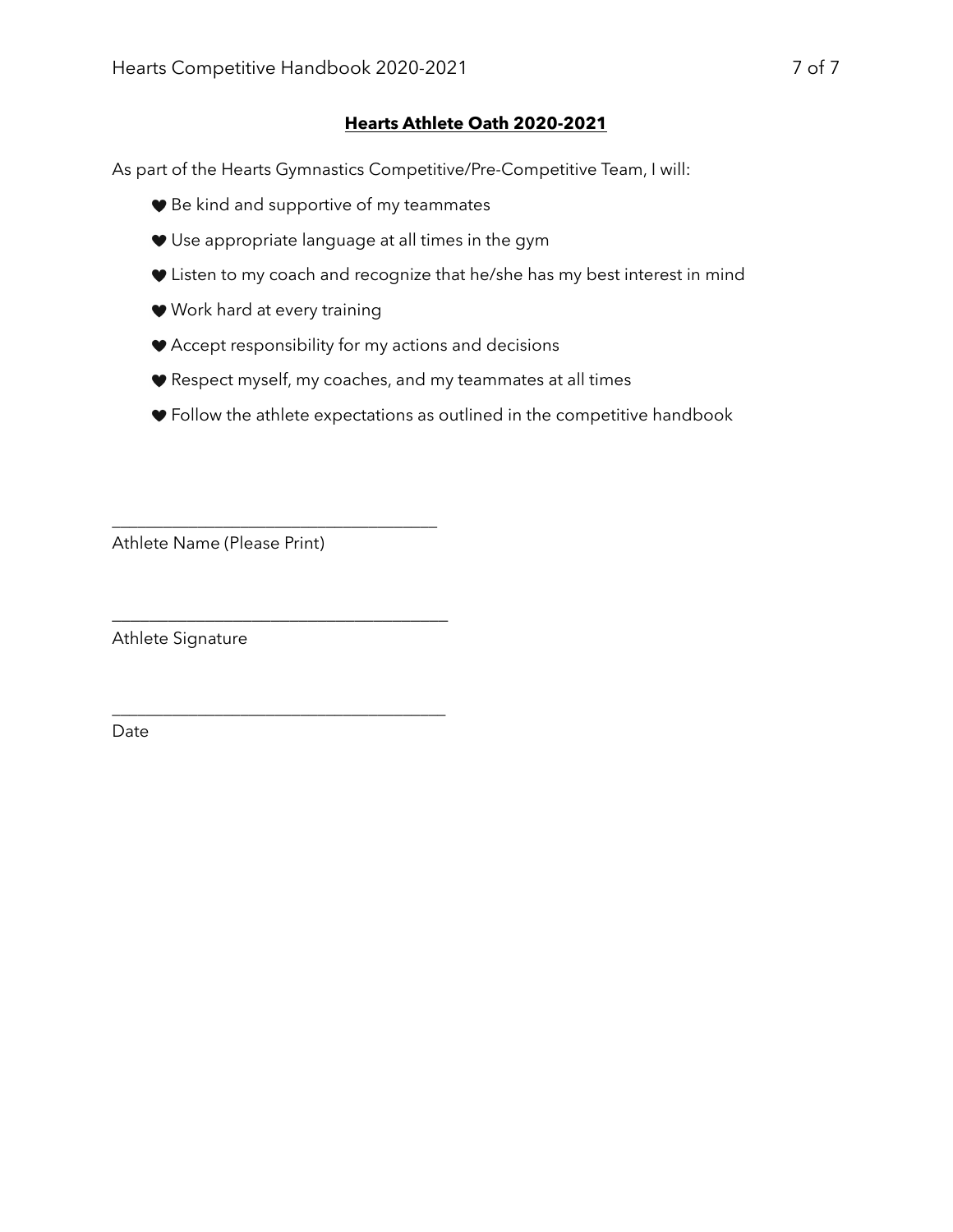**Hearts Athlete Oath 2020-2021**

As part of the Hearts Gymnastics Competitive/Pre-Competitive Team, I will:

- ❤ Be kind and supportive of my teammates
- ❤ Use appropriate language at all times in the gym
- ❤ Listen to my coach and recognize that he/she has my best interest in mind
- ❤ Work hard at every training
- ❤ Accept responsibility for my actions and decisions
- ❤ Respect myself, my coaches, and my teammates at all times
- ❤ Follow the athlete expectations as outlined in the competitive handbook

______________________________________
Athlete Name (Please Print)

______________________________________
Athlete Signature

______________________________________
Date